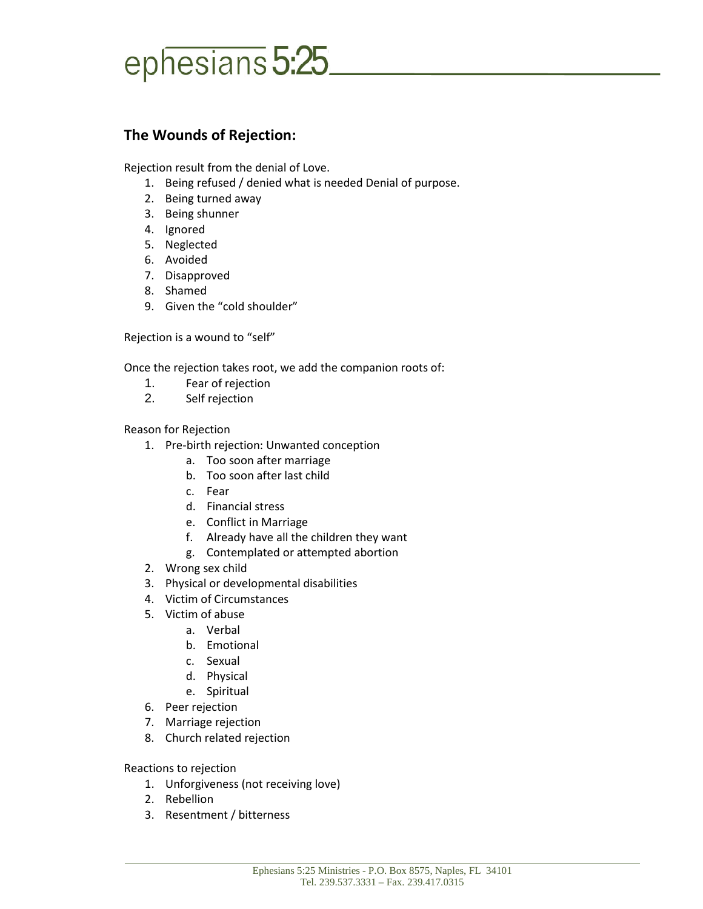# ephesians 5:25

## The Wounds of Rejection:

Rejection result from the denial of Love.

1. Being refused / denied what is needed Denial of purpose.
2. Being turned away
3. Being shunner
4. Ignored
5. Neglected
6. Avoided
7. Disapproved
8. Shamed
9. Given the "cold shoulder"

Rejection is a wound to "self"

Once the rejection takes root, we add the companion roots of:

1. Fear of rejection
2. Self rejection

Reason for Rejection

1. Pre-birth rejection: Unwanted conception
   a. Too soon after marriage
   b. Too soon after last child
   c. Fear
   d. Financial stress
   e. Conflict in Marriage
   f. Already have all the children they want
   g. Contemplated or attempted abortion
2. Wrong sex child
3. Physical or developmental disabilities
4. Victim of Circumstances
5. Victim of abuse
   a. Verbal
   b. Emotional
   c. Sexual
   d. Physical
   e. Spiritual
6. Peer rejection
7. Marriage rejection
8. Church related rejection

Reactions to rejection

1. Unforgiveness (not receiving love)
2. Rebellion
3. Resentment / bitterness

Ephesians 5:25 Ministries - P.O. Box 8575, Naples, FL 34101
Tel. 239.537.3331 – Fax. 239.417.0315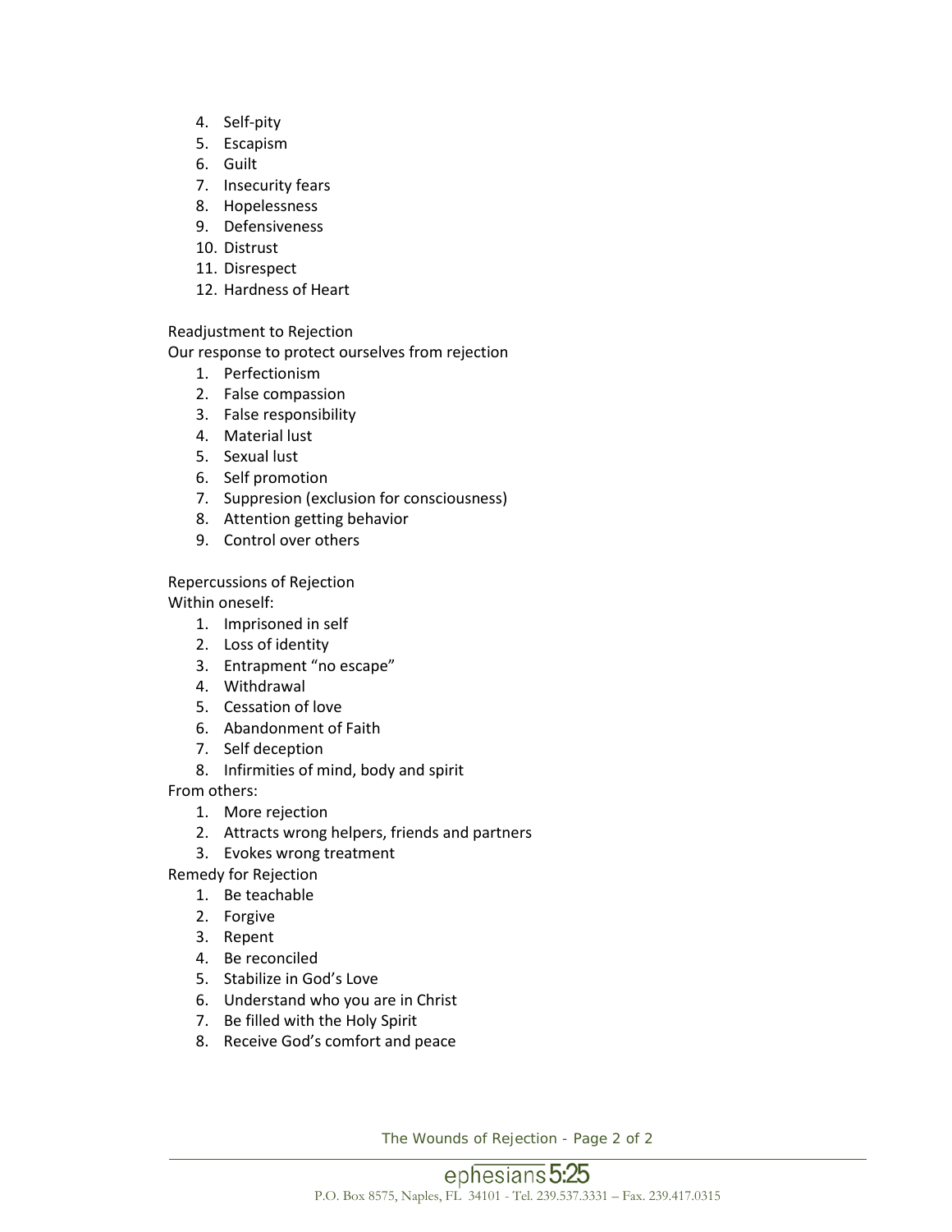4. Self-pity
5. Escapism
6. Guilt
7. Insecurity fears
8. Hopelessness
9. Defensiveness
10. Distrust
11. Disrespect
12. Hardness of Heart

Readjustment to Rejection

Our response to protect ourselves from rejection

1. Perfectionism
2. False compassion
3. False responsibility
4. Material lust
5. Sexual lust
6. Self promotion
7. Suppresion (exclusion for consciousness)
8. Attention getting behavior
9. Control over others

Repercussions of Rejection

Within oneself:

1. Imprisoned in self
2. Loss of identity
3. Entrapment "no escape"
4. Withdrawal
5. Cessation of love
6. Abandonment of Faith
7. Self deception
8. Infirmities of mind, body and spirit

From others:

1. More rejection
2. Attracts wrong helpers, friends and partners
3. Evokes wrong treatment

Remedy for Rejection

1. Be teachable
2. Forgive
3. Repent
4. Be reconciled
5. Stabilize in God's Love
6. Understand who you are in Christ
7. Be filled with the Holy Spirit
8. Receive God's comfort and peace